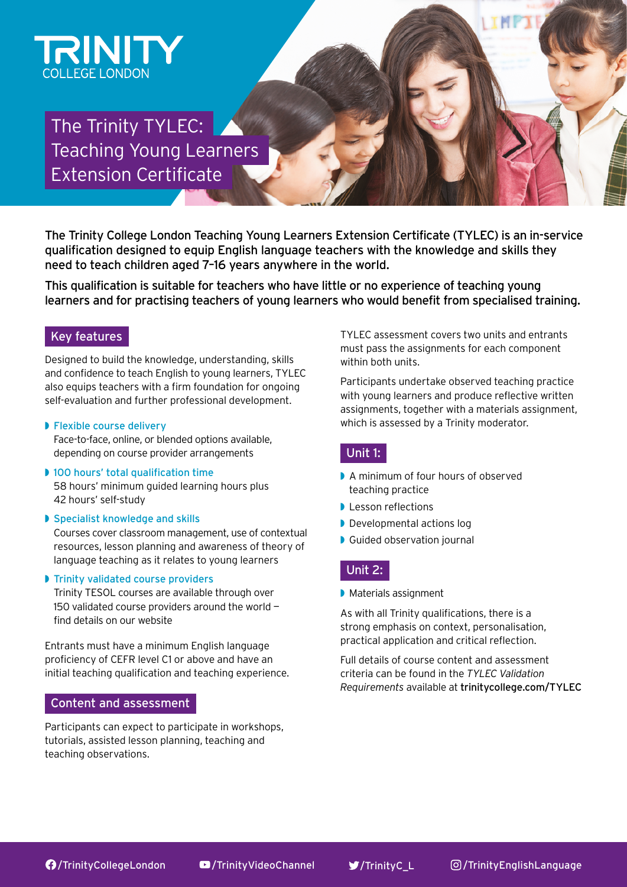TRINITY
COLLEGE LONDON

# The Trinity TYLEC: Teaching Young Learners Extension Certificate

**The Trinity College London Teaching Young Learners Extension Certificate (TYLEC) is an in-service qualification designed to equip English language teachers with the knowledge and skills they need to teach children aged 7–16 years anywhere in the world.**

**This qualification is suitable for teachers who have little or no experience of teaching young learners and for practising teachers of young learners who would benefit from specialised training.**

## Key features

Designed to build the knowledge, understanding, skills and confidence to teach English to young learners, TYLEC also equips teachers with a firm foundation for ongoing self-evaluation and further professional development.

- **Flexible course delivery**
  Face-to-face, online, or blended options available, depending on course provider arrangements
- **100 hours' total qualification time**
  58 hours' minimum guided learning hours plus 42 hours' self-study
- **Specialist knowledge and skills**
  Courses cover classroom management, use of contextual resources, lesson planning and awareness of theory of language teaching as it relates to young learners
- **Trinity validated course providers**
  Trinity TESOL courses are available through over 150 validated course providers around the world – find details on our website

Entrants must have a minimum English language proficiency of CEFR level C1 or above and have an initial teaching qualification and teaching experience.

## Content and assessment

Participants can expect to participate in workshops, tutorials, assisted lesson planning, teaching and teaching observations.

TYLEC assessment covers two units and entrants must pass the assignments for each component within both units.

Participants undertake observed teaching practice with young learners and produce reflective written assignments, together with a materials assignment, which is assessed by a Trinity moderator.

### Unit 1:

- A minimum of four hours of observed teaching practice
- Lesson reflections
- Developmental actions log
- Guided observation journal

### Unit 2:

- Materials assignment

As with all Trinity qualifications, there is a strong emphasis on context, personalisation, practical application and critical reflection.

Full details of course content and assessment criteria can be found in the *TYLEC Validation Requirements* available at **trinitycollege.com/TYLEC**

/TrinityCollegeLondon /TrinityVideoChannel /TrinityC_L /TrinityEnglishLanguage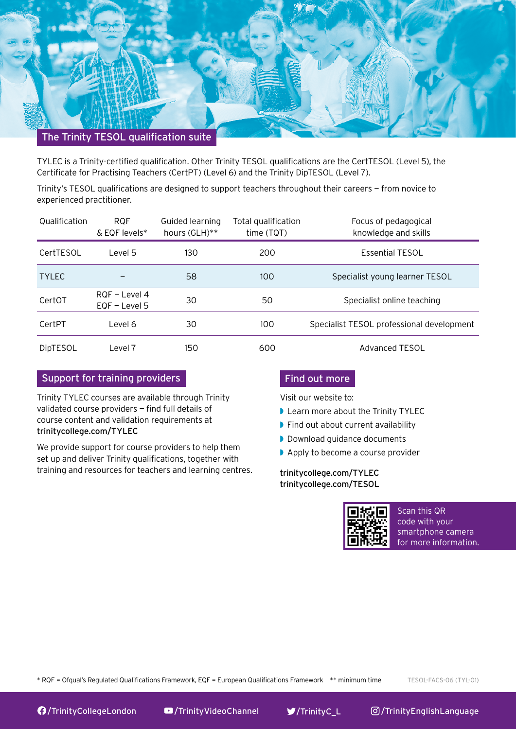## The Trinity TESOL qualification suite

TYLEC is a Trinity-certified qualification. Other Trinity TESOL qualifications are the CertTESOL (Level 5), the Certificate for Practising Teachers (CertPT) (Level 6) and the Trinity DipTESOL (Level 7).

Trinity's TESOL qualifications are designed to support teachers throughout their careers – from novice to experienced practitioner.

| Qualification | RQF & EQF levels* | Guided learning hours (GLH)** | Total qualification time (TQT) | Focus of pedagogical knowledge and skills |
|---|---|---|---|---|
| CertTESOL | Level 5 | 130 | 200 | Essential TESOL |
| TYLEC | – | 58 | 100 | Specialist young learner TESOL |
| CertOT | RQF – Level 4<br>EQF – Level 5 | 30 | 50 | Specialist online teaching |
| CertPT | Level 6 | 30 | 100 | Specialist TESOL professional development |
| DipTESOL | Level 7 | 150 | 600 | Advanced TESOL |

## Support for training providers

Trinity TYLEC courses are available through Trinity validated course providers – find full details of course content and validation requirements at **trinitycollege.com/TYLEC**

We provide support for course providers to help them set up and deliver Trinity qualifications, together with training and resources for teachers and learning centres.

## Find out more

Visit our website to:

- Learn more about the Trinity TYLEC
- Find out about current availability
- Download guidance documents
- Apply to become a course provider

**trinitycollege.com/TYLEC**
**trinitycollege.com/TESOL**

Scan this QR code with your smartphone camera for more information.

\* RQF = Ofqual's Regulated Qualifications Framework, EQF = European Qualifications Framework ** minimum time

TESOL-FACS-06 (TYL-01)

/TrinityCollegeLondon /TrinityVideoChannel /TrinityC_L /TrinityEnglishLanguage